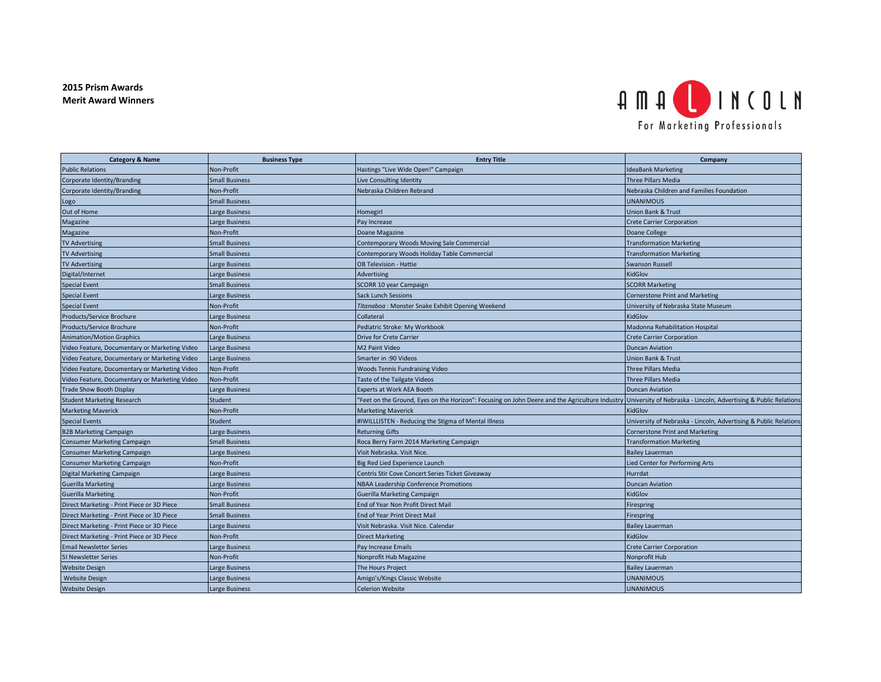**2015 Prism Awards**
**Merit Award Winners**

AMA LINCOLN
For Marketing Professionals

| Category & Name | Business Type | Entry Title | Company |
|---|---|---|---|
| Public Relations | Non-Profit | Hastings "Live Wide Open!" Campaign | IdeaBank Marketing |
| Corporate Identity/Branding | Small Business | Live Consulting Identity | Three Pillars Media |
| Corporate Identity/Branding | Non-Profit | Nebraska Children Rebrand | Nebraska Children and Families Foundation |
| Logo | Small Business | | UNANIMOUS |
| Out of Home | Large Business | Homegirl | Union Bank & Trust |
| Magazine | Large Business | Pay Increase | Crete Carrier Corporation |
| Magazine | Non-Profit | Doane Magazine | Doane College |
| TV Advertising | Small Business | Contemporary Woods Moving Sale Commercial | Transformation Marketing |
| TV Advertising | Small Business | Contemporary Woods Holiday Table Commercial | Transformation Marketing |
| TV Advertising | Large Business | OB Television - Hattie | Swanson Russell |
| Digital/Internet | Large Business | Advertising | KidGlov |
| Special Event | Small Business | SCORR 10 year Campaign | SCORR Marketing |
| Special Event | Large Business | Sack Lunch Sessions | Cornerstone Print and Marketing |
| Special Event | Non-Profit | *Titanaboa* : Monster Snake Exhibit Opening Weekend | University of Nebraska State Museum |
| Products/Service Brochure | Large Business | Collateral | KidGlov |
| Products/Service Brochure | Non-Profit | Pediatric Stroke: My Workbook | Madonna Rehabilitation Hospital |
| Animation/Motion Graphics | Large Business | Drive for Crete Carrier | Crete Carrier Corporation |
| Video Feature, Documentary or Marketing Video | Large Business | M2 Paint Video | Duncan Aviation |
| Video Feature, Documentary or Marketing Video | Large Business | Smarter in :90 Videos | Union Bank & Trust |
| Video Feature, Documentary or Marketing Video | Non-Profit | Woods Tennis Fundraising Video | Three Pillars Media |
| Video Feature, Documentary or Marketing Video | Non-Profit | Taste of the Tailgate Videos | Three Pillars Media |
| Trade Show Booth Display | Large Business | Experts at Work AEA Booth | Duncan Aviation |
| Student Marketing Research | Student | "Feet on the Ground, Eyes on the Horizon": Focusing on John Deere and the Agriculture Industry | University of Nebraska - Lincoln, Advertising & Public Relations |
| Marketing Maverick | Non-Profit | Marketing Maverick | KidGlov |
| Special Events | Student | #IWILLLISTEN - Reducing the Stigma of Mental Illness | University of Nebraska - Lincoln, Advertising & Public Relations |
| B2B Marketing Campaign | Large Business | Returning Gifts | Cornerstone Print and Marketing |
| Consumer Marketing Campaign | Small Business | Roca Berry Farm 2014 Marketing Campaign | Transformation Marketing |
| Consumer Marketing Campaign | Large Business | Visit Nebraska. Visit Nice. | Bailey Lauerman |
| Consumer Marketing Campaign | Non-Profit | Big Red Lied Experience Launch | Lied Center for Performing Arts |
| Digital Marketing Campaign | Large Business | Centris Stir Cove Concert Series Ticket Giveaway | Hurrdat |
| Guerilla Marketing | Large Business | NBAA Leadership Conference Promotions | Duncan Aviation |
| Guerilla Marketing | Non-Profit | Guerilla Marketing Campaign | KidGlov |
| Direct Marketing - Print Piece or 3D Piece | Small Business | End of Year Non Profit Direct Mail | Firespring |
| Direct Marketing - Print Piece or 3D Piece | Small Business | End of Year Print Direct Mail | Firespring |
| Direct Marketing - Print Piece or 3D Piece | Large Business | Visit Nebraska. Visit Nice. Calendar | Bailey Lauerman |
| Direct Marketing - Print Piece or 3D Piece | Non-Profit | Direct Marketing | KidGlov |
| Email Newsletter Series | Large Business | Pay Increase Emails | Crete Carrier Corporation |
| 5I Newsletter Series | Non-Profit | Nonprofit Hub Magazine | Nonprofit Hub |
| Website Design | Large Business | The Hours Project | Bailey Lauerman |
| Website Design | Large Business | Amigo's/Kings Classic Website | UNANIMOUS |
| Website Design | Large Business | Celerion Website | UNANIMOUS |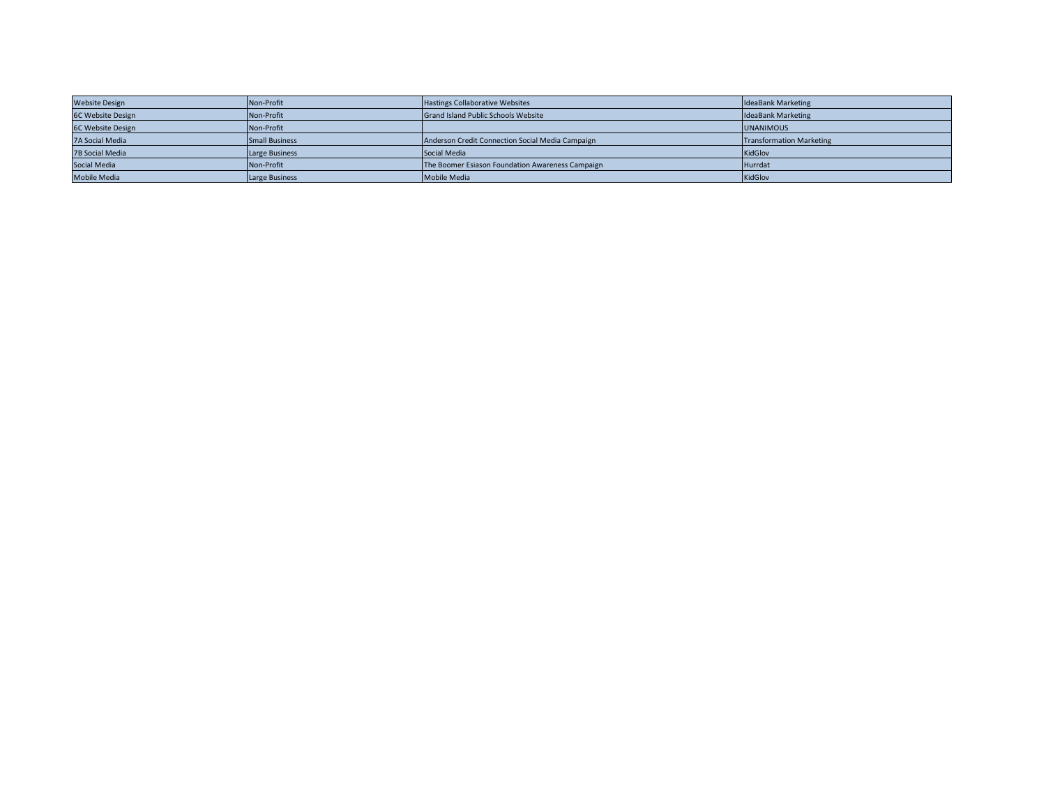| | | | |
|---|---|---|---|
| Website Design | Non-Profit | Hastings Collaborative Websites | IdeaBank Marketing |
| 6C Website Design | Non-Profit | Grand Island Public Schools Website | IdeaBank Marketing |
| 6C Website Design | Non-Profit | | UNANIMOUS |
| 7A Social Media | Small Business | Anderson Credit Connection Social Media Campaign | Transformation Marketing |
| 7B Social Media | Large Business | Social Media | KidGlov |
| Social Media | Non-Profit | The Boomer Esiason Foundation Awareness Campaign | Hurrdat |
| Mobile Media | Large Business | Mobile Media | KidGlov |